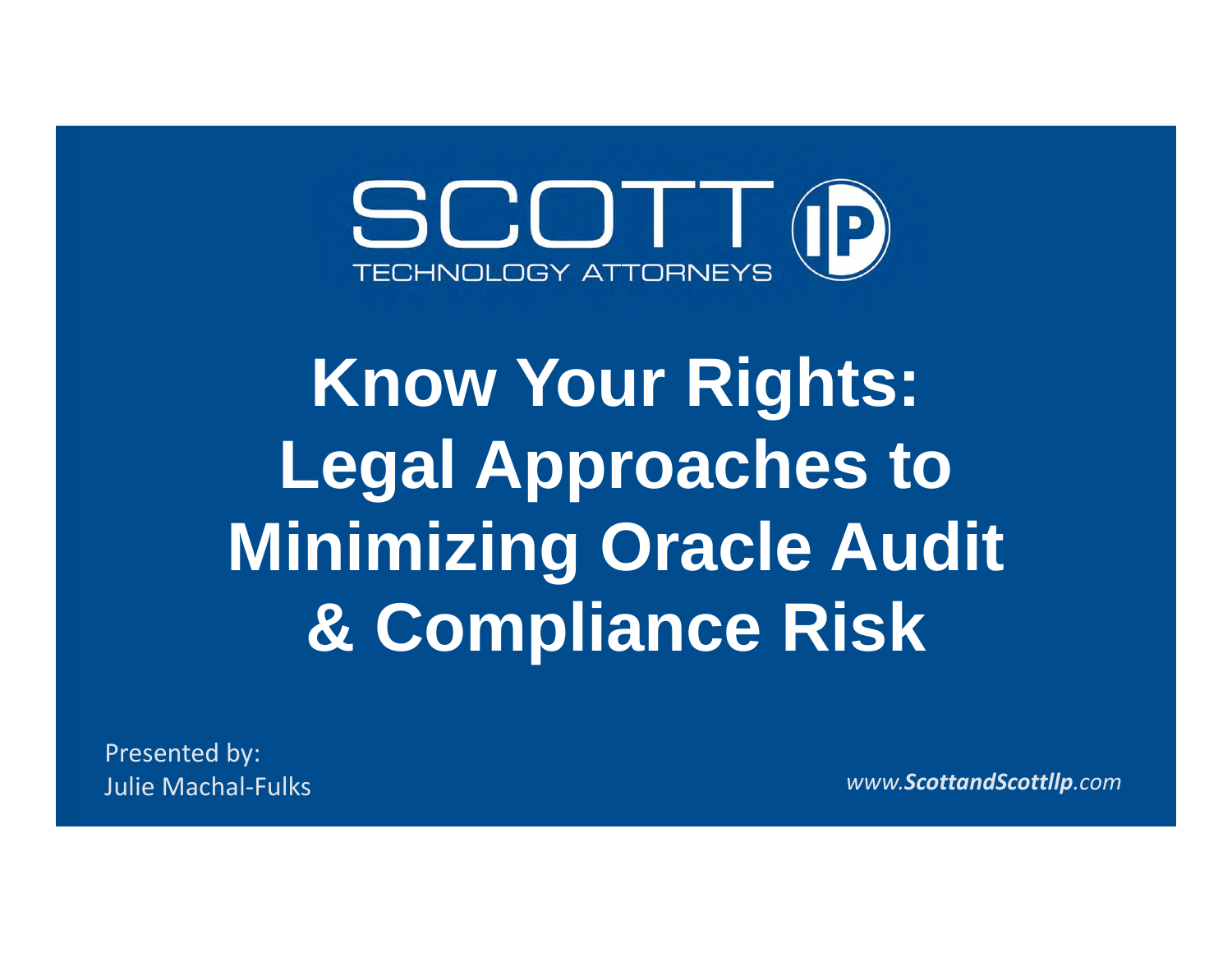SCOTT IP

TECHNOLOGY ATTORNEYS

# Know Your Rights: Legal Approaches to Minimizing Oracle Audit & Compliance Risk

Presented by:
Julie Machal-Fulks

*www.**ScottandScottllp**.com*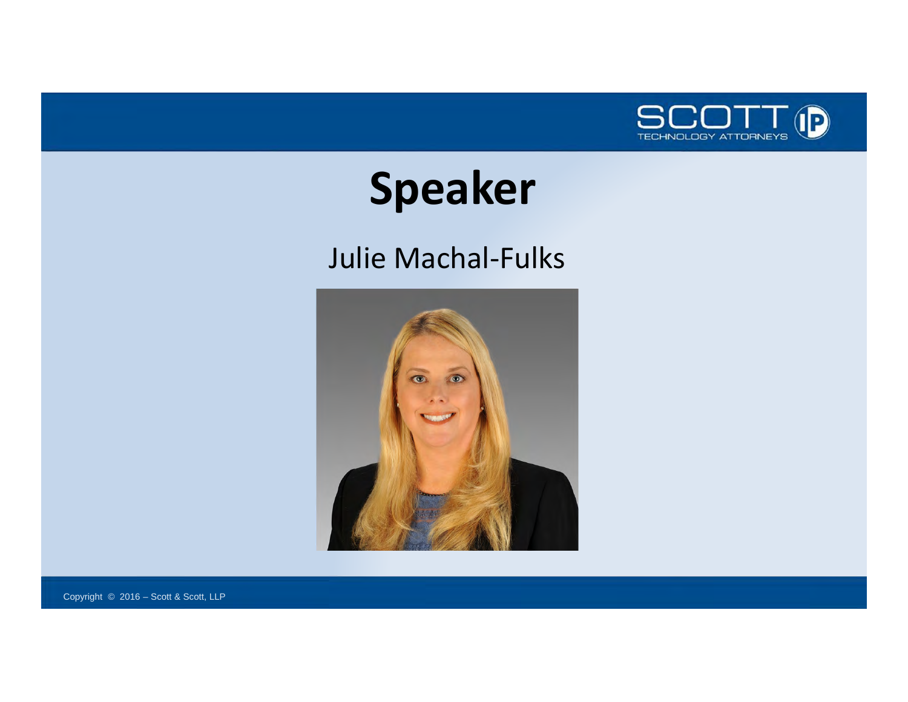# Speaker

Julie Machal-Fulks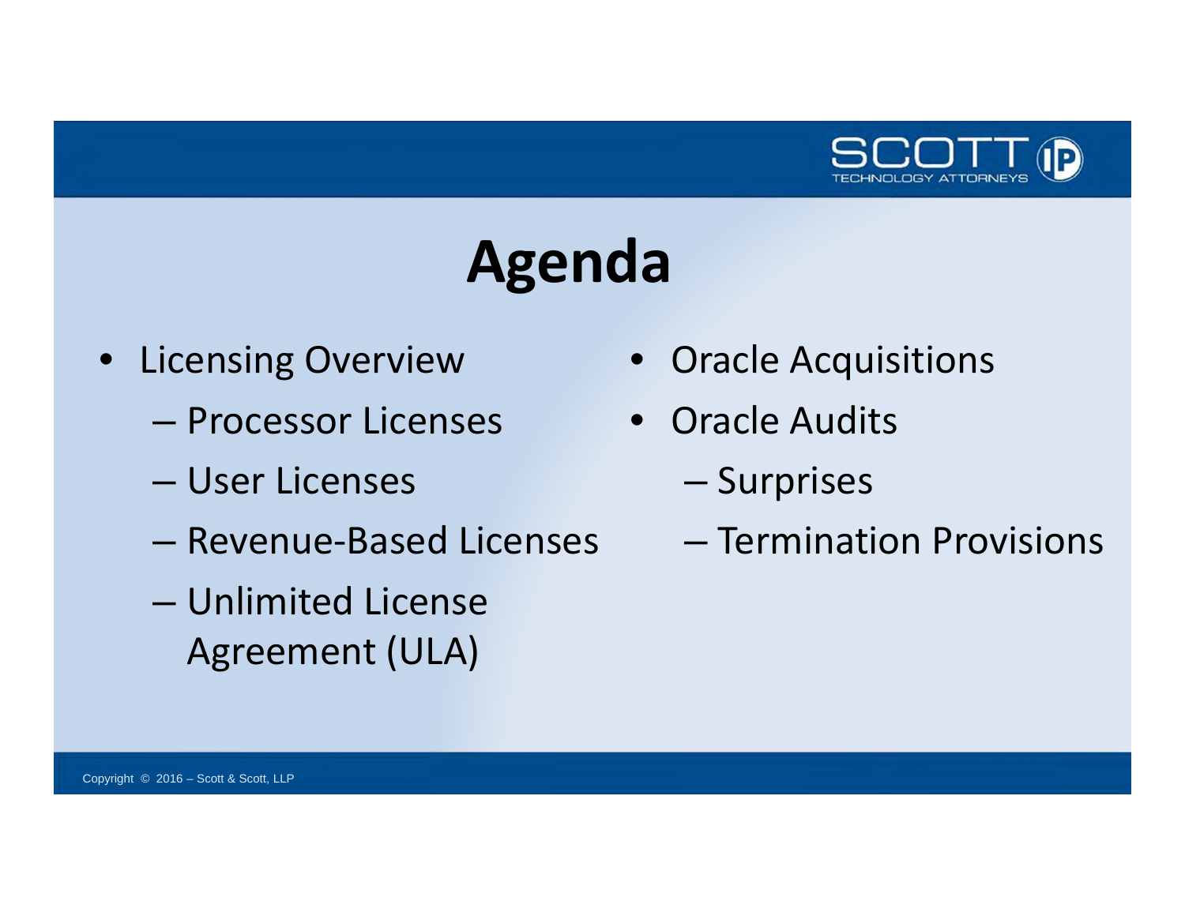# Agenda

- Licensing Overview
  - Processor Licenses
  - User Licenses
  - Revenue-Based Licenses
  - Unlimited License Agreement (ULA)
- Oracle Acquisitions
- Oracle Audits
  - Surprises
  - Termination Provisions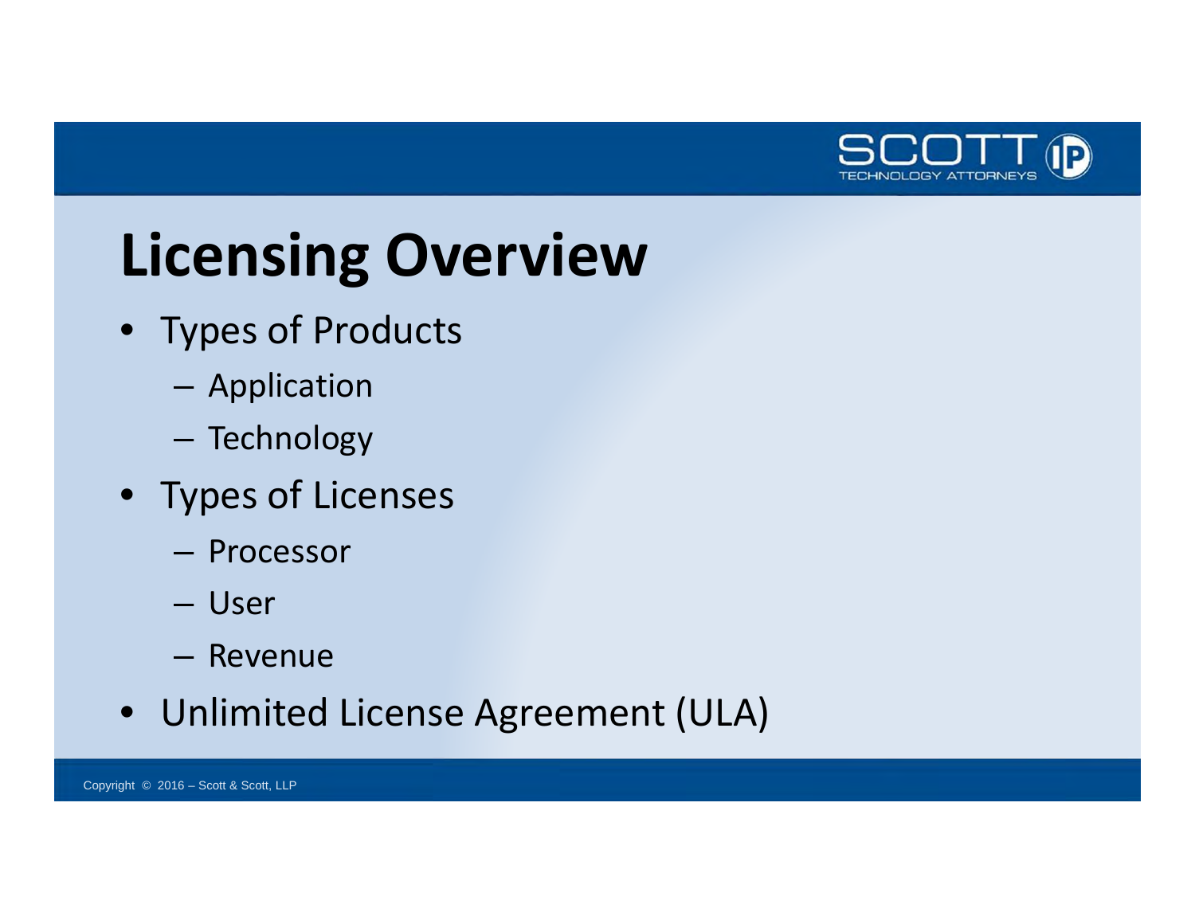# Licensing Overview

- Types of Products
  - Application
  - Technology
- Types of Licenses
  - Processor
  - User
  - Revenue
- Unlimited License Agreement (ULA)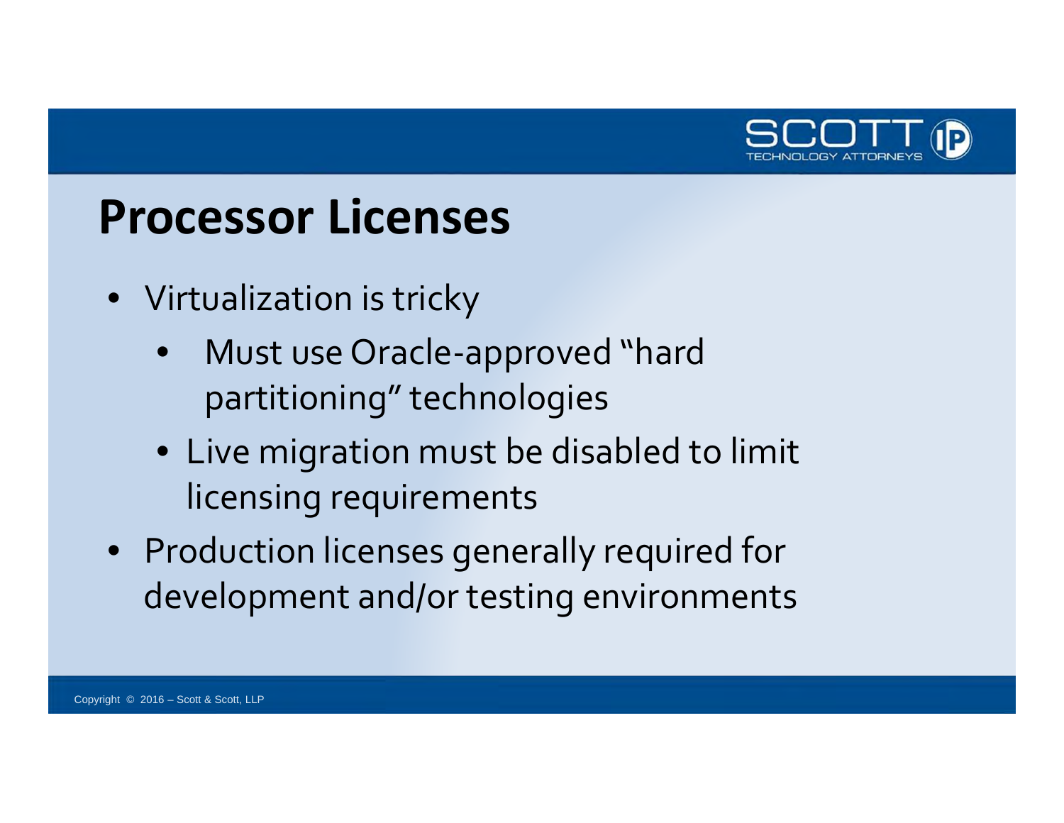# Processor Licenses

- Virtualization is tricky
  - Must use Oracle-approved “hard partitioning” technologies
  - Live migration must be disabled to limit licensing requirements
- Production licenses generally required for development and/or testing environments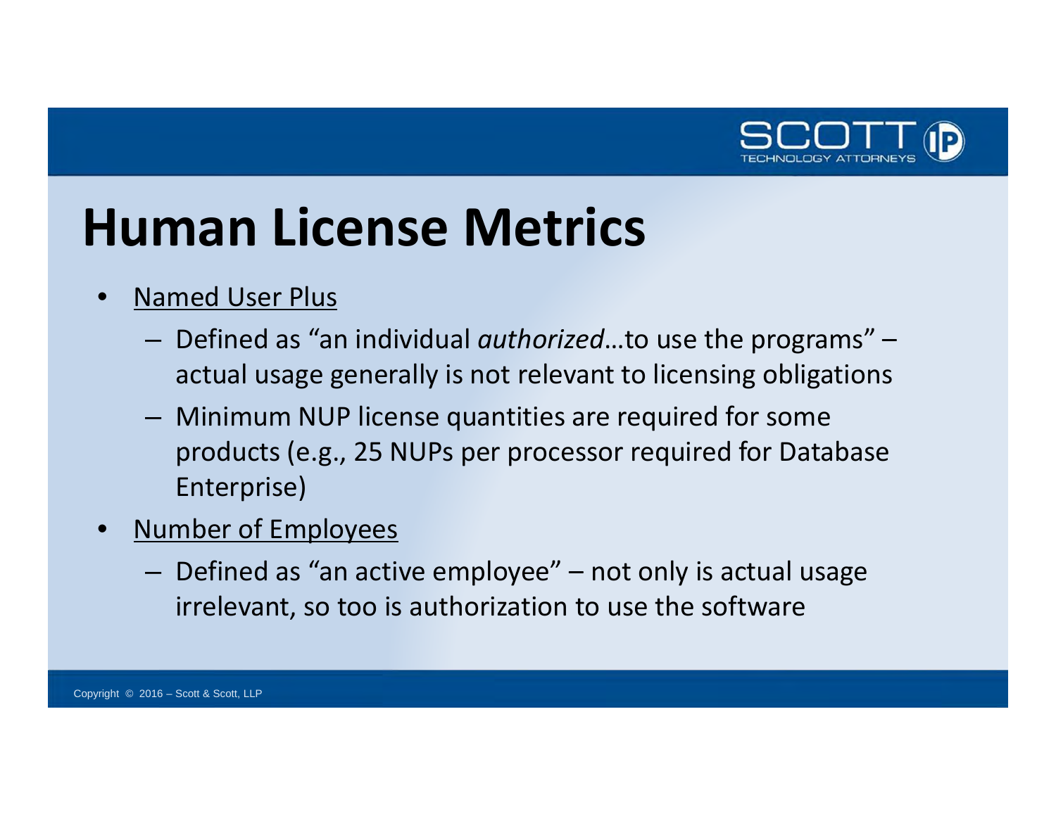# Human License Metrics

- Named User Plus
  - Defined as "an individual *authorized*…to use the programs" – actual usage generally is not relevant to licensing obligations
  - Minimum NUP license quantities are required for some products (e.g., 25 NUPs per processor required for Database Enterprise)
- Number of Employees
  - Defined as "an active employee" – not only is actual usage irrelevant, so too is authorization to use the software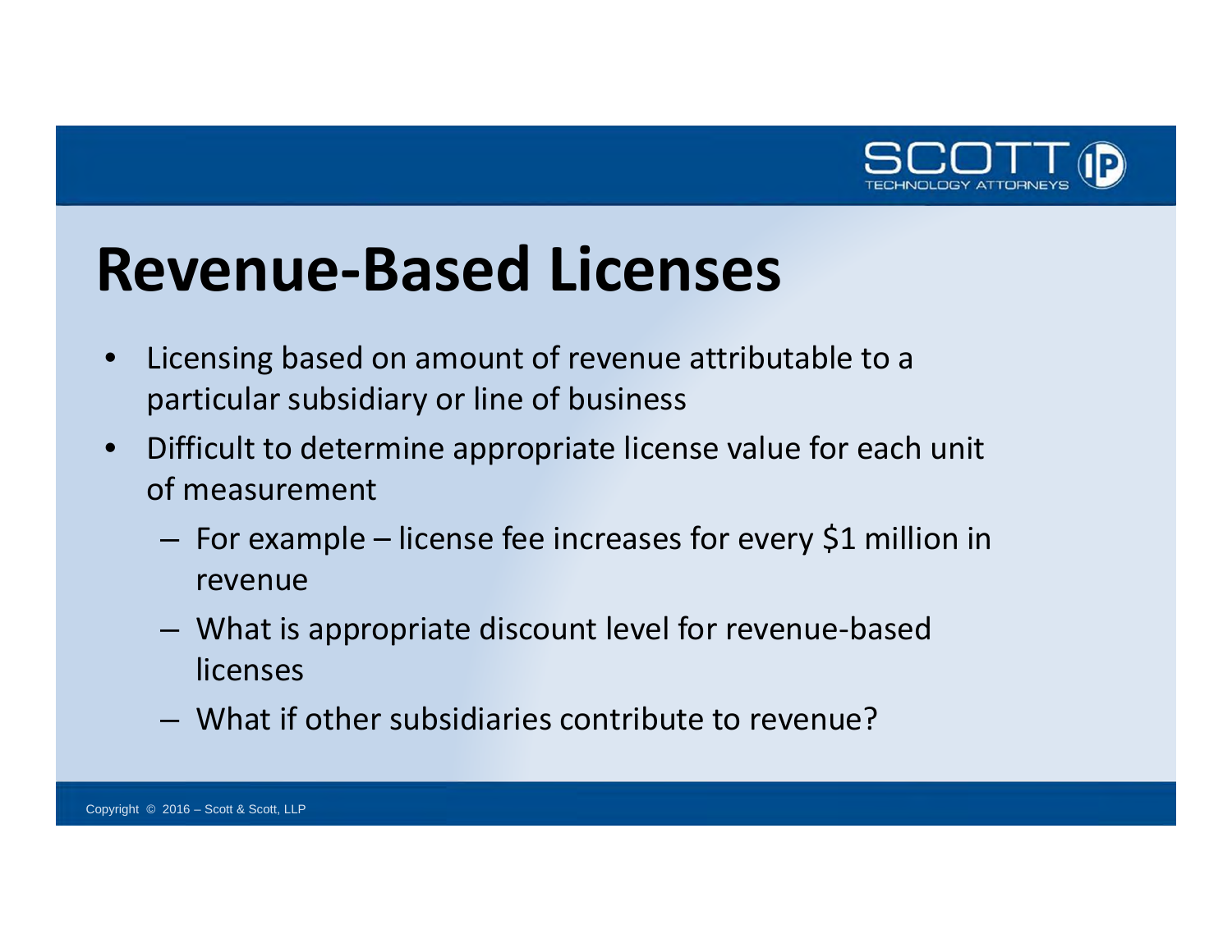# Revenue-Based Licenses

- Licensing based on amount of revenue attributable to a particular subsidiary or line of business
- Difficult to determine appropriate license value for each unit of measurement
  - For example – license fee increases for every $1 million in revenue
  - What is appropriate discount level for revenue-based licenses
  - What if other subsidiaries contribute to revenue?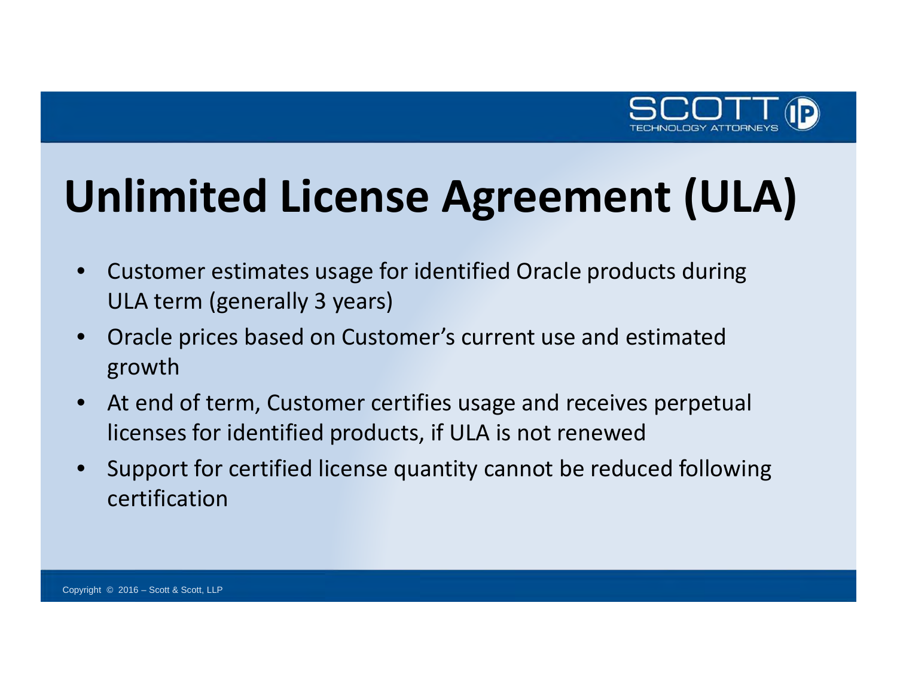# Unlimited License Agreement (ULA)

- Customer estimates usage for identified Oracle products during ULA term (generally 3 years)
- Oracle prices based on Customer's current use and estimated growth
- At end of term, Customer certifies usage and receives perpetual licenses for identified products, if ULA is not renewed
- Support for certified license quantity cannot be reduced following certification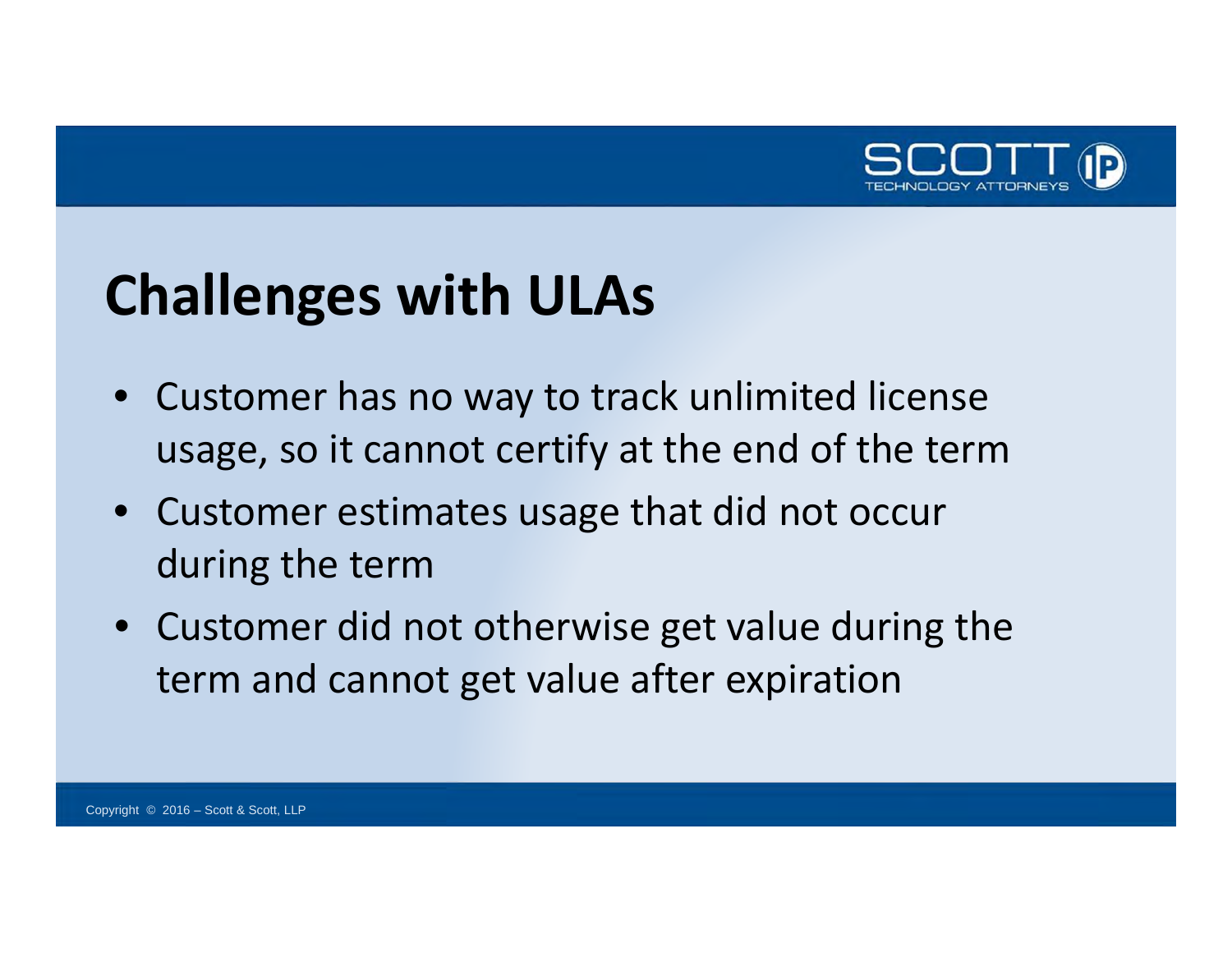# Challenges with ULAs

- Customer has no way to track unlimited license usage, so it cannot certify at the end of the term
- Customer estimates usage that did not occur during the term
- Customer did not otherwise get value during the term and cannot get value after expiration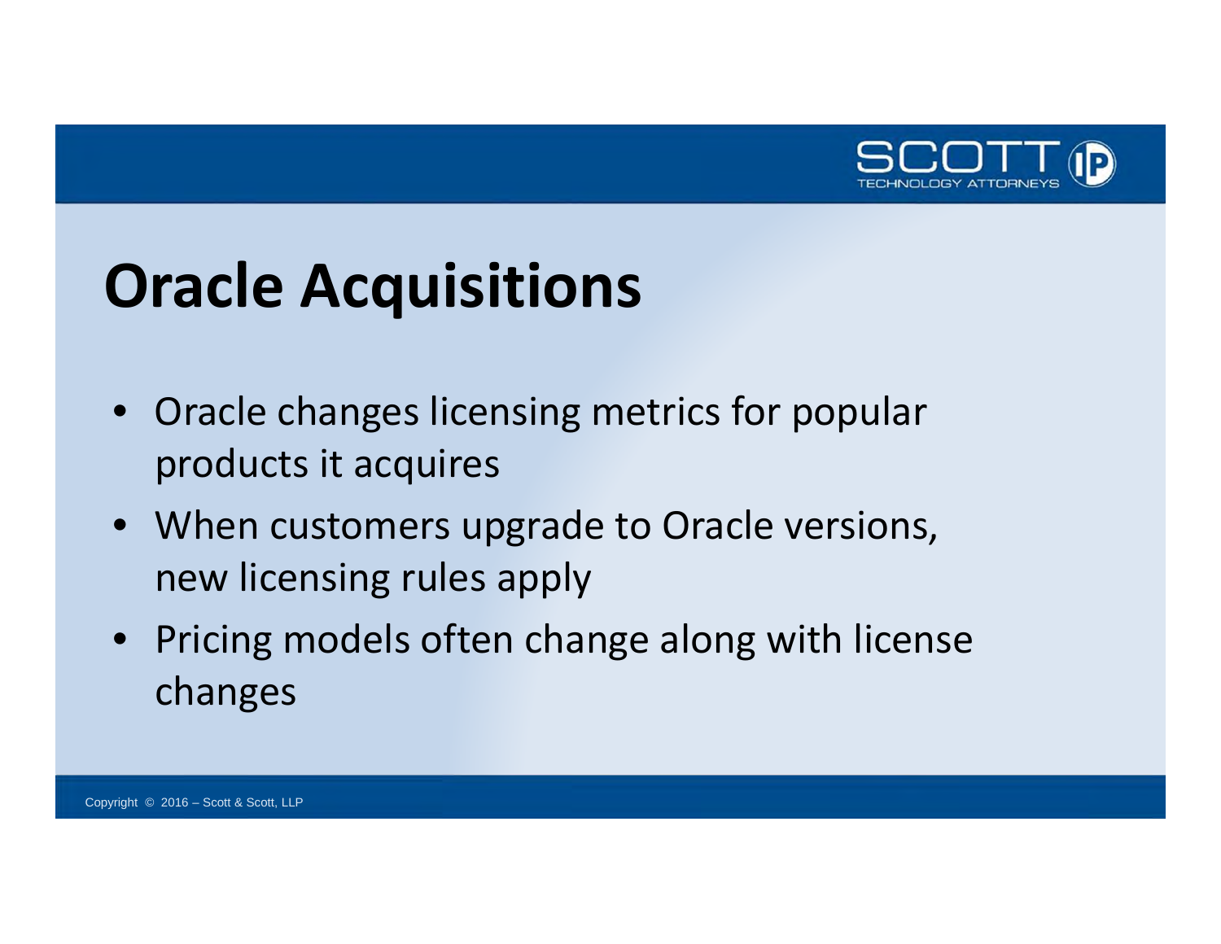# Oracle Acquisitions

- Oracle changes licensing metrics for popular products it acquires
- When customers upgrade to Oracle versions, new licensing rules apply
- Pricing models often change along with license changes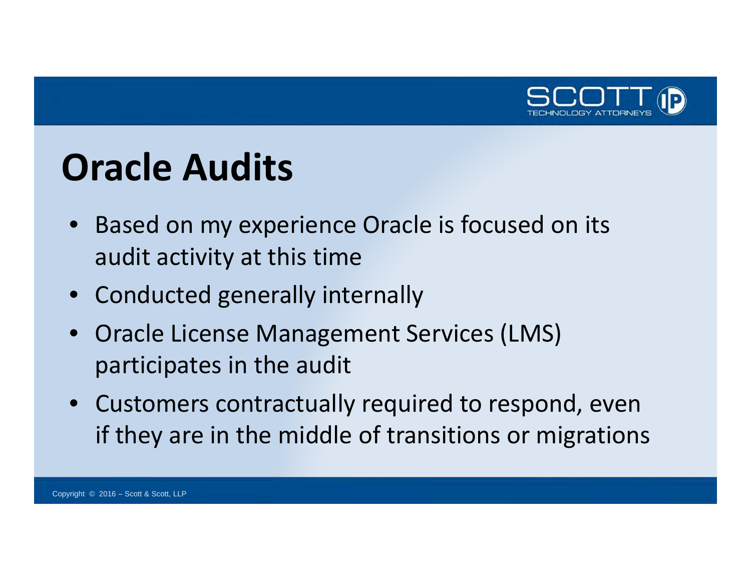# Oracle Audits

- Based on my experience Oracle is focused on its audit activity at this time
- Conducted generally internally
- Oracle License Management Services (LMS) participates in the audit
- Customers contractually required to respond, even if they are in the middle of transitions or migrations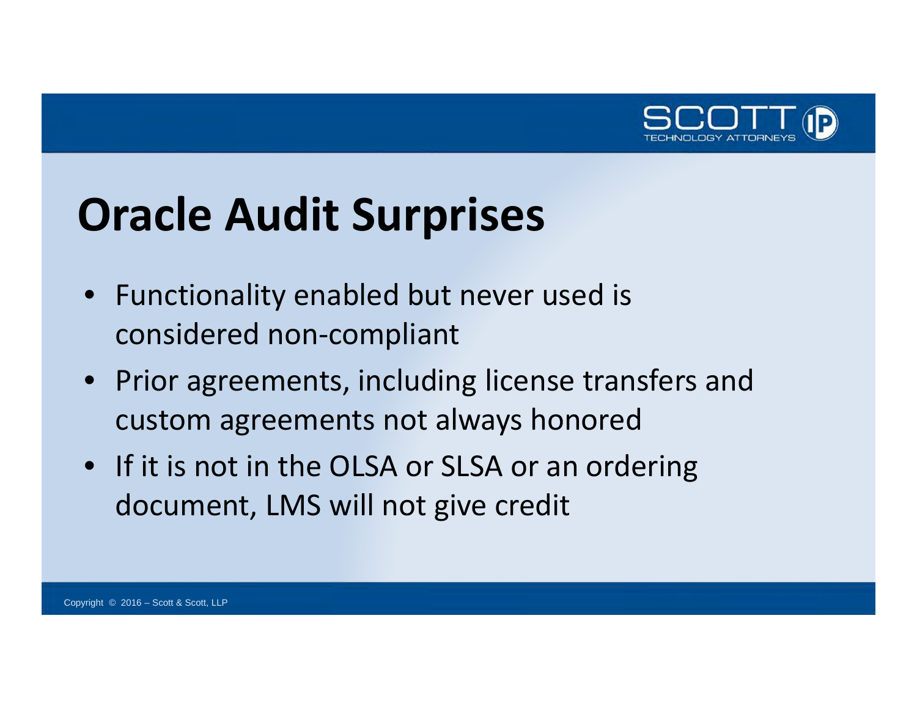# Oracle Audit Surprises

- Functionality enabled but never used is considered non-compliant
- Prior agreements, including license transfers and custom agreements not always honored
- If it is not in the OLSA or SLSA or an ordering document, LMS will not give credit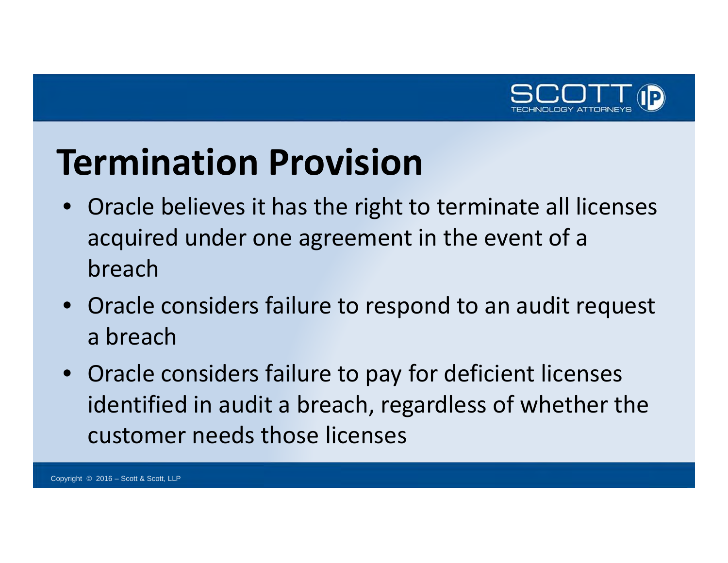# Termination Provision

- Oracle believes it has the right to terminate all licenses acquired under one agreement in the event of a breach
- Oracle considers failure to respond to an audit request a breach
- Oracle considers failure to pay for deficient licenses identified in audit a breach, regardless of whether the customer needs those licenses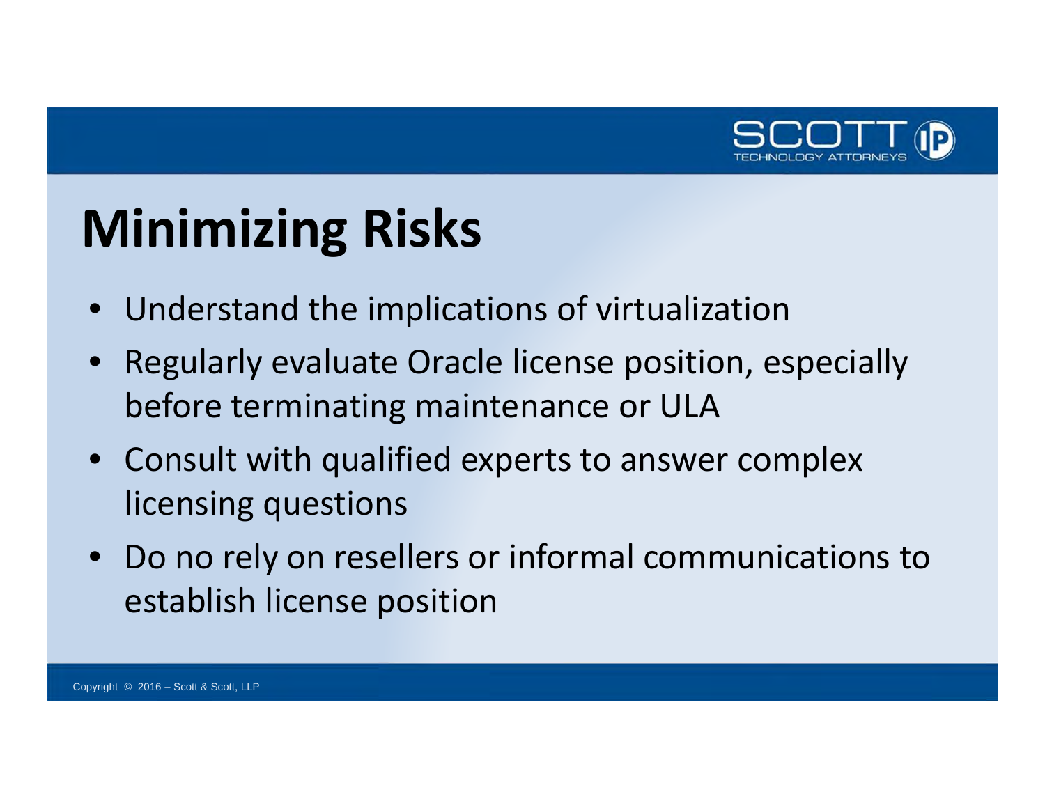# Minimizing Risks

- Understand the implications of virtualization
- Regularly evaluate Oracle license position, especially before terminating maintenance or ULA
- Consult with qualified experts to answer complex licensing questions
- Do no rely on resellers or informal communications to establish license position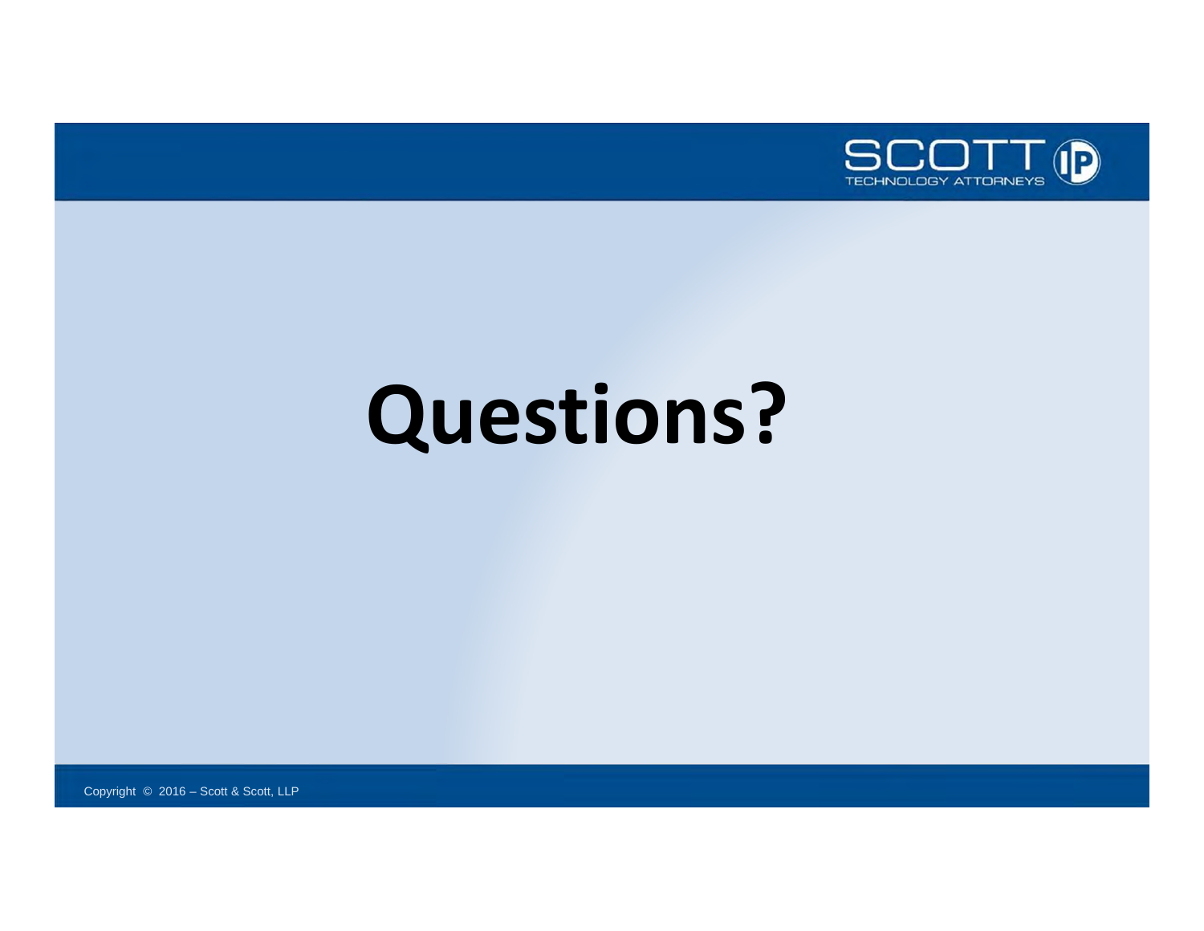# Questions?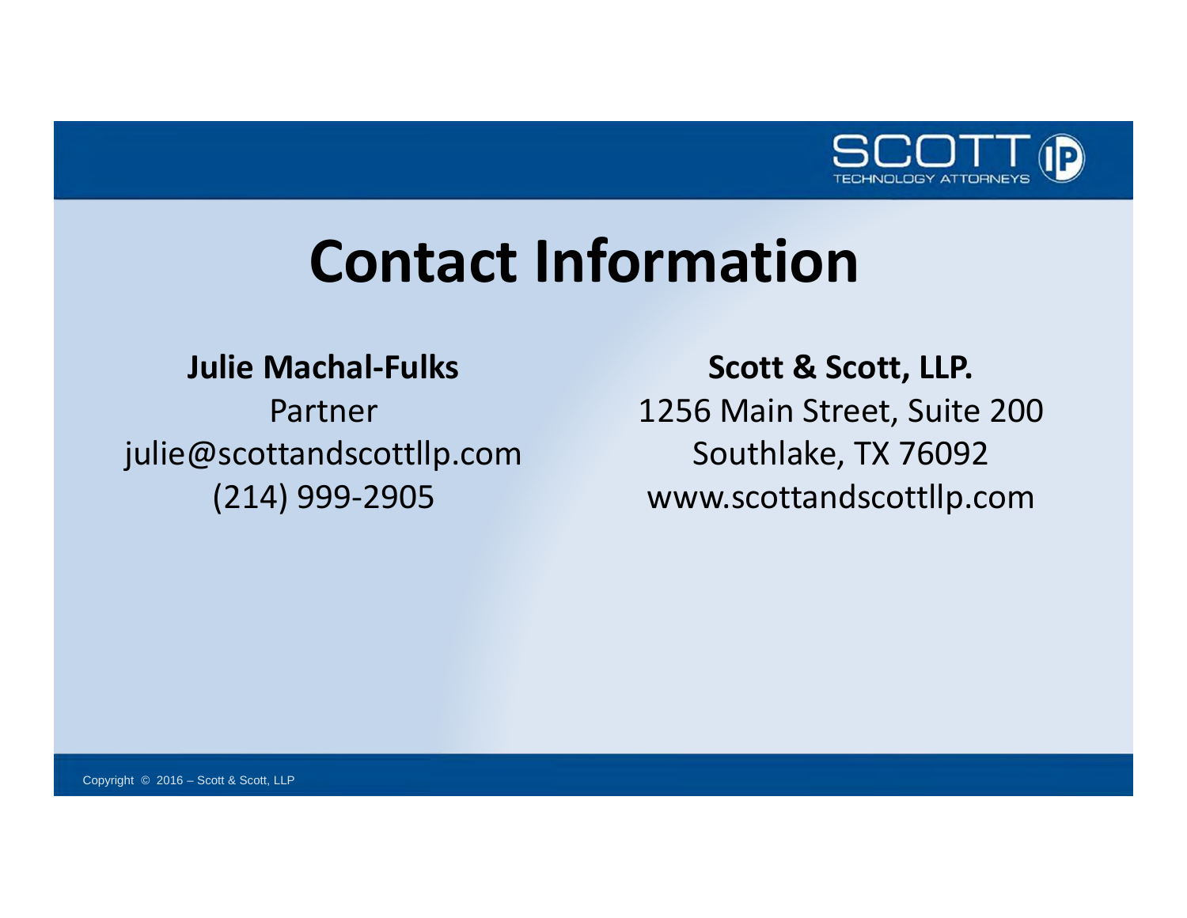# Contact Information

**Julie Machal-Fulks**
Partner
julie@scottandscottllp.com
(214) 999-2905

**Scott & Scott, LLP.**
1256 Main Street, Suite 200
Southlake, TX 76092
www.scottandscottllp.com